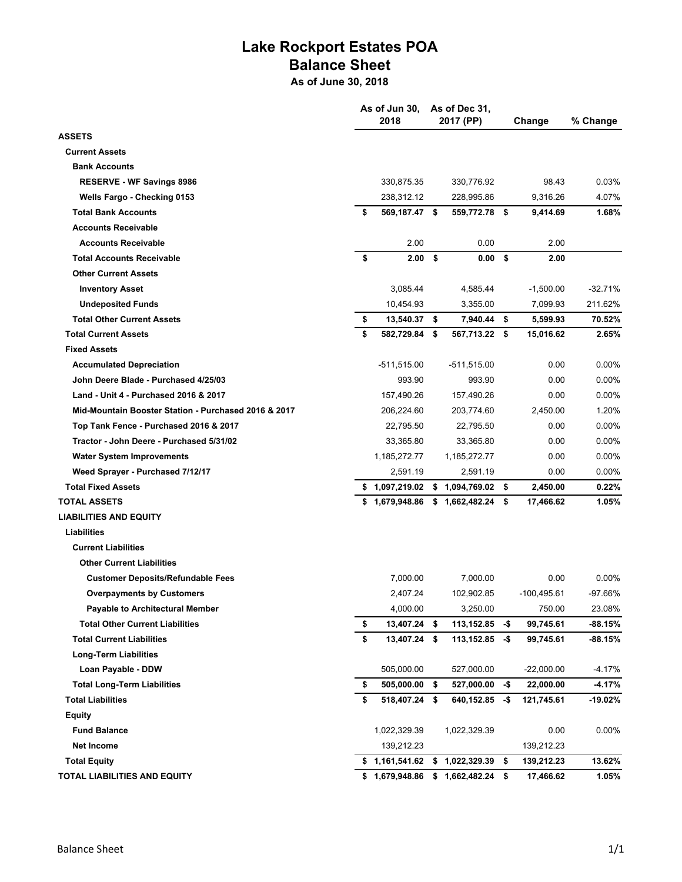# Lake Rockport Estates POA
## Balance Sheet
### As of June 30, 2018

| | As of Jun 30, 2018 | As of Dec 31, 2017 (PP) | Change | % Change |
|---|---|---|---|---|
| **ASSETS** | | | | |
| **Current Assets** | | | | |
| **Bank Accounts** | | | | |
| **RESERVE - WF Savings 8986** | 330,875.35 | 330,776.92 | 98.43 | 0.03% |
| **Wells Fargo - Checking 0153** | 238,312.12 | 228,995.86 | 9,316.26 | 4.07% |
| **Total Bank Accounts** | **$ 569,187.47** | **$ 559,772.78** | **$ 9,414.69** | **1.68%** |
| **Accounts Receivable** | | | | |
| **Accounts Receivable** | 2.00 | 0.00 | 2.00 | |
| **Total Accounts Receivable** | **$ 2.00** | **$ 0.00** | **$ 2.00** | |
| **Other Current Assets** | | | | |
| **Inventory Asset** | 3,085.44 | 4,585.44 | -1,500.00 | -32.71% |
| **Undeposited Funds** | 10,454.93 | 3,355.00 | 7,099.93 | 211.62% |
| **Total Other Current Assets** | **$ 13,540.37** | **$ 7,940.44** | **$ 5,599.93** | **70.52%** |
| **Total Current Assets** | **$ 582,729.84** | **$ 567,713.22** | **$ 15,016.62** | **2.65%** |
| **Fixed Assets** | | | | |
| **Accumulated Depreciation** | -511,515.00 | -511,515.00 | 0.00 | 0.00% |
| **John Deere Blade - Purchased 4/25/03** | 993.90 | 993.90 | 0.00 | 0.00% |
| **Land - Unit 4 - Purchased 2016 & 2017** | 157,490.26 | 157,490.26 | 0.00 | 0.00% |
| **Mid-Mountain Booster Station - Purchased 2016 & 2017** | 206,224.60 | 203,774.60 | 2,450.00 | 1.20% |
| **Top Tank Fence - Purchased 2016 & 2017** | 22,795.50 | 22,795.50 | 0.00 | 0.00% |
| **Tractor - John Deere - Purchased 5/31/02** | 33,365.80 | 33,365.80 | 0.00 | 0.00% |
| **Water System Improvements** | 1,185,272.77 | 1,185,272.77 | 0.00 | 0.00% |
| **Weed Sprayer - Purchased 7/12/17** | 2,591.19 | 2,591.19 | 0.00 | 0.00% |
| **Total Fixed Assets** | **$ 1,097,219.02** | **$ 1,094,769.02** | **$ 2,450.00** | **0.22%** |
| **TOTAL ASSETS** | **$ 1,679,948.86** | **$ 1,662,482.24** | **$ 17,466.62** | **1.05%** |
| **LIABILITIES AND EQUITY** | | | | |
| **Liabilities** | | | | |
| **Current Liabilities** | | | | |
| **Other Current Liabilities** | | | | |
| **Customer Deposits/Refundable Fees** | 7,000.00 | 7,000.00 | 0.00 | 0.00% |
| **Overpayments by Customers** | 2,407.24 | 102,902.85 | -100,495.61 | -97.66% |
| **Payable to Architectural Member** | 4,000.00 | 3,250.00 | 750.00 | 23.08% |
| **Total Other Current Liabilities** | **$ 13,407.24** | **$ 113,152.85** | **-$ 99,745.61** | **-88.15%** |
| **Total Current Liabilities** | **$ 13,407.24** | **$ 113,152.85** | **-$ 99,745.61** | **-88.15%** |
| **Long-Term Liabilities** | | | | |
| **Loan Payable - DDW** | 505,000.00 | 527,000.00 | -22,000.00 | -4.17% |
| **Total Long-Term Liabilities** | **$ 505,000.00** | **$ 527,000.00** | **-$ 22,000.00** | **-4.17%** |
| **Total Liabilities** | **$ 518,407.24** | **$ 640,152.85** | **-$ 121,745.61** | **-19.02%** |
| **Equity** | | | | |
| **Fund Balance** | 1,022,329.39 | 1,022,329.39 | 0.00 | 0.00% |
| **Net Income** | 139,212.23 | | 139,212.23 | |
| **Total Equity** | **$ 1,161,541.62** | **$ 1,022,329.39** | **$ 139,212.23** | **13.62%** |
| **TOTAL LIABILITIES AND EQUITY** | **$ 1,679,948.86** | **$ 1,662,482.24** | **$ 17,466.62** | **1.05%** |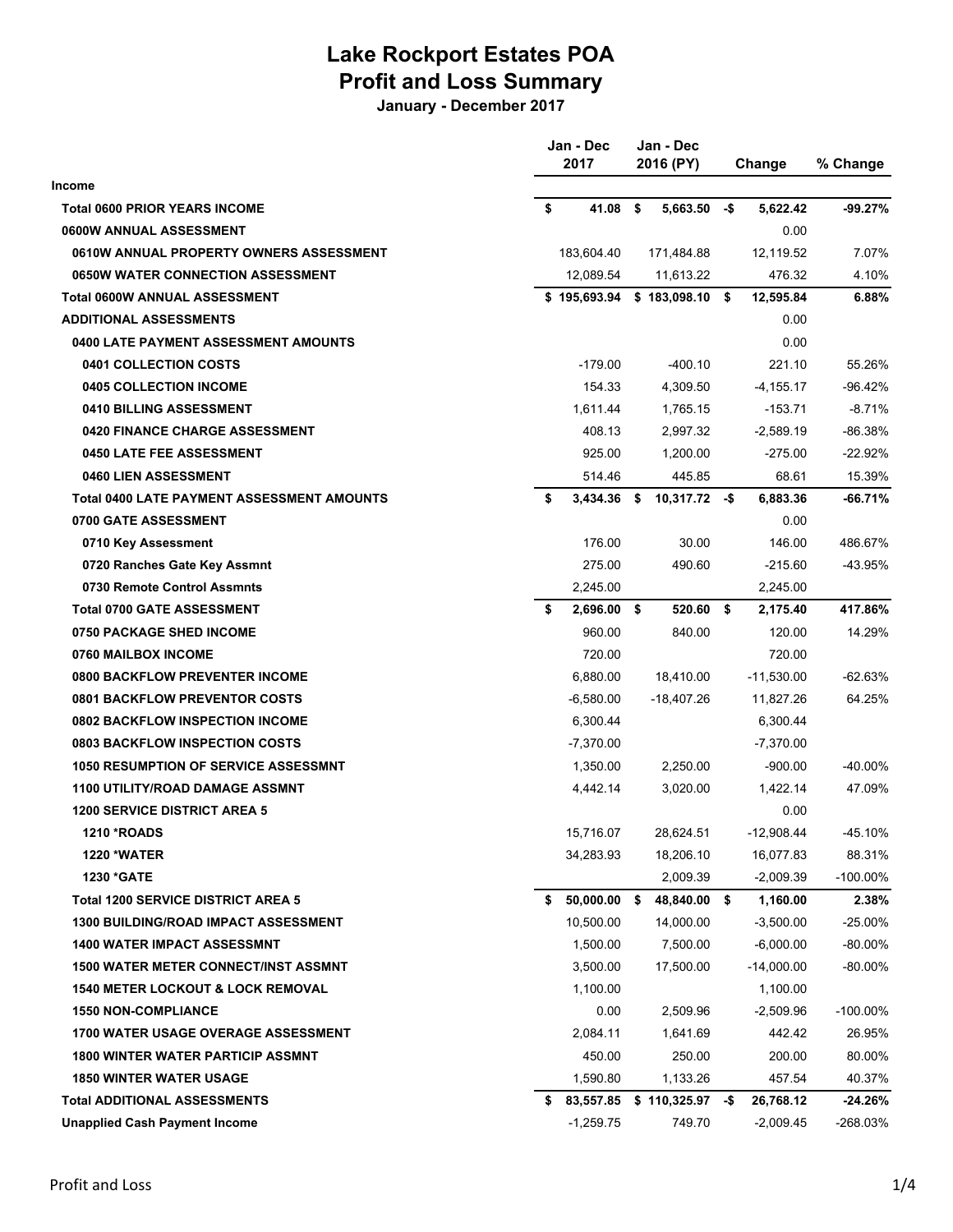# Lake Rockport Estates POA
## Profit and Loss Summary
**January - December 2017**

| | Jan - Dec 2017 | Jan - Dec 2016 (PY) | Change | % Change |
|---|---|---|---|---|
| **Income** | | | | |
| **Total 0600 PRIOR YEARS INCOME** | **$ 41.08** | **$ 5,663.50** | **-$ 5,622.42** | **-99.27%** |
| **0600W ANNUAL ASSESSMENT** | | | 0.00 | |
| **0610W ANNUAL PROPERTY OWNERS ASSESSMENT** | 183,604.40 | 171,484.88 | 12,119.52 | 7.07% |
| **0650W WATER CONNECTION ASSESSMENT** | 12,089.54 | 11,613.22 | 476.32 | 4.10% |
| **Total 0600W ANNUAL ASSESSMENT** | **$ 195,693.94** | **$ 183,098.10** | **$ 12,595.84** | **6.88%** |
| **ADDITIONAL ASSESSMENTS** | | | 0.00 | |
| **0400 LATE PAYMENT ASSESSMENT AMOUNTS** | | | 0.00 | |
| **0401 COLLECTION COSTS** | -179.00 | -400.10 | 221.10 | 55.26% |
| **0405 COLLECTION INCOME** | 154.33 | 4,309.50 | -4,155.17 | -96.42% |
| **0410 BILLING ASSESSMENT** | 1,611.44 | 1,765.15 | -153.71 | -8.71% |
| **0420 FINANCE CHARGE ASSESSMENT** | 408.13 | 2,997.32 | -2,589.19 | -86.38% |
| **0450 LATE FEE ASSESSMENT** | 925.00 | 1,200.00 | -275.00 | -22.92% |
| **0460 LIEN ASSESSMENT** | 514.46 | 445.85 | 68.61 | 15.39% |
| **Total 0400 LATE PAYMENT ASSESSMENT AMOUNTS** | **$ 3,434.36** | **$ 10,317.72** | **-$ 6,883.36** | **-66.71%** |
| **0700 GATE ASSESSMENT** | | | 0.00 | |
| **0710 Key Assessment** | 176.00 | 30.00 | 146.00 | 486.67% |
| **0720 Ranches Gate Key Assmnt** | 275.00 | 490.60 | -215.60 | -43.95% |
| **0730 Remote Control Assmnts** | 2,245.00 | | 2,245.00 | |
| **Total 0700 GATE ASSESSMENT** | **$ 2,696.00** | **$ 520.60** | **$ 2,175.40** | **417.86%** |
| **0750 PACKAGE SHED INCOME** | 960.00 | 840.00 | 120.00 | 14.29% |
| **0760 MAILBOX INCOME** | 720.00 | | 720.00 | |
| **0800 BACKFLOW PREVENTER INCOME** | 6,880.00 | 18,410.00 | -11,530.00 | -62.63% |
| **0801 BACKFLOW PREVENTOR COSTS** | -6,580.00 | -18,407.26 | 11,827.26 | 64.25% |
| **0802 BACKFLOW INSPECTION INCOME** | 6,300.44 | | 6,300.44 | |
| **0803 BACKFLOW INSPECTION COSTS** | -7,370.00 | | -7,370.00 | |
| **1050 RESUMPTION OF SERVICE ASSESSMNT** | 1,350.00 | 2,250.00 | -900.00 | -40.00% |
| **1100 UTILITY/ROAD DAMAGE ASSMNT** | 4,442.14 | 3,020.00 | 1,422.14 | 47.09% |
| **1200 SERVICE DISTRICT AREA 5** | | | 0.00 | |
| **1210 *ROADS** | 15,716.07 | 28,624.51 | -12,908.44 | -45.10% |
| **1220 *WATER** | 34,283.93 | 18,206.10 | 16,077.83 | 88.31% |
| **1230 *GATE** | | 2,009.39 | -2,009.39 | -100.00% |
| **Total 1200 SERVICE DISTRICT AREA 5** | **$ 50,000.00** | **$ 48,840.00** | **$ 1,160.00** | **2.38%** |
| **1300 BUILDING/ROAD IMPACT ASSESSMENT** | 10,500.00 | 14,000.00 | -3,500.00 | -25.00% |
| **1400 WATER IMPACT ASSESSMNT** | 1,500.00 | 7,500.00 | -6,000.00 | -80.00% |
| **1500 WATER METER CONNECT/INST ASSMNT** | 3,500.00 | 17,500.00 | -14,000.00 | -80.00% |
| **1540 METER LOCKOUT & LOCK REMOVAL** | 1,100.00 | | 1,100.00 | |
| **1550 NON-COMPLIANCE** | 0.00 | 2,509.96 | -2,509.96 | -100.00% |
| **1700 WATER USAGE OVERAGE ASSESSMENT** | 2,084.11 | 1,641.69 | 442.42 | 26.95% |
| **1800 WINTER WATER PARTICIP ASSMNT** | 450.00 | 250.00 | 200.00 | 80.00% |
| **1850 WINTER WATER USAGE** | 1,590.80 | 1,133.26 | 457.54 | 40.37% |
| **Total ADDITIONAL ASSESSMENTS** | **$ 83,557.85** | **$ 110,325.97** | **-$ 26,768.12** | **-24.26%** |
| **Unapplied Cash Payment Income** | -1,259.75 | 749.70 | -2,009.45 | -268.03% |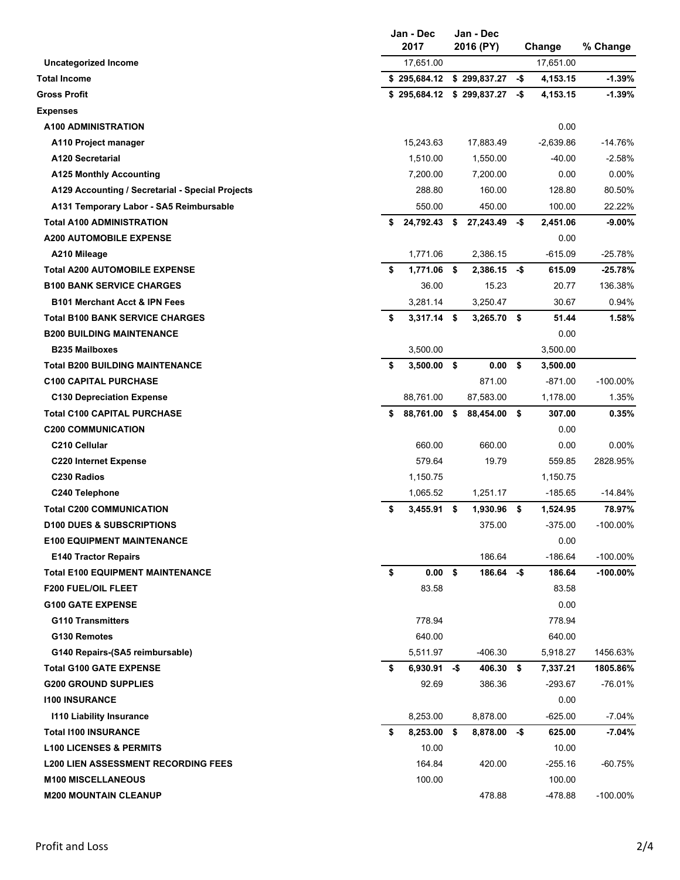| | Jan - Dec 2017 | Jan - Dec 2016 (PY) | Change | % Change |
|---|---|---|---|---|
| **Uncategorized Income** | 17,651.00 | | 17,651.00 | |
| **Total Income** | **$ 295,684.12** | **$ 299,837.27** | **-$ 4,153.15** | **-1.39%** |
| **Gross Profit** | **$ 295,684.12** | **$ 299,837.27** | **-$ 4,153.15** | **-1.39%** |
| **Expenses** | | | | |
| **A100 ADMINISTRATION** | | | 0.00 | |
| **A110 Project manager** | 15,243.63 | 17,883.49 | -2,639.86 | -14.76% |
| **A120 Secretarial** | 1,510.00 | 1,550.00 | -40.00 | -2.58% |
| **A125 Monthly Accounting** | 7,200.00 | 7,200.00 | 0.00 | 0.00% |
| **A129 Accounting / Secretarial - Special Projects** | 288.80 | 160.00 | 128.80 | 80.50% |
| **A131 Temporary Labor - SA5 Reimbursable** | 550.00 | 450.00 | 100.00 | 22.22% |
| **Total A100 ADMINISTRATION** | **$ 24,792.43** | **$ 27,243.49** | **-$ 2,451.06** | **-9.00%** |
| **A200 AUTOMOBILE EXPENSE** | | | 0.00 | |
| **A210 Mileage** | 1,771.06 | 2,386.15 | -615.09 | -25.78% |
| **Total A200 AUTOMOBILE EXPENSE** | **$ 1,771.06** | **$ 2,386.15** | **-$ 615.09** | **-25.78%** |
| **B100 BANK SERVICE CHARGES** | 36.00 | 15.23 | 20.77 | 136.38% |
| **B101 Merchant Acct & IPN Fees** | 3,281.14 | 3,250.47 | 30.67 | 0.94% |
| **Total B100 BANK SERVICE CHARGES** | **$ 3,317.14** | **$ 3,265.70** | **$ 51.44** | **1.58%** |
| **B200 BUILDING MAINTENANCE** | | | 0.00 | |
| **B235 Mailboxes** | 3,500.00 | | 3,500.00 | |
| **Total B200 BUILDING MAINTENANCE** | **$ 3,500.00** | **$ 0.00** | **$ 3,500.00** | |
| **C100 CAPITAL PURCHASE** | | 871.00 | -871.00 | -100.00% |
| **C130 Depreciation Expense** | 88,761.00 | 87,583.00 | 1,178.00 | 1.35% |
| **Total C100 CAPITAL PURCHASE** | **$ 88,761.00** | **$ 88,454.00** | **$ 307.00** | **0.35%** |
| **C200 COMMUNICATION** | | | 0.00 | |
| **C210 Cellular** | 660.00 | 660.00 | 0.00 | 0.00% |
| **C220 Internet Expense** | 579.64 | 19.79 | 559.85 | 2828.95% |
| **C230 Radios** | 1,150.75 | | 1,150.75 | |
| **C240 Telephone** | 1,065.52 | 1,251.17 | -185.65 | -14.84% |
| **Total C200 COMMUNICATION** | **$ 3,455.91** | **$ 1,930.96** | **$ 1,524.95** | **78.97%** |
| **D100 DUES & SUBSCRIPTIONS** | | 375.00 | -375.00 | -100.00% |
| **E100 EQUIPMENT MAINTENANCE** | | | 0.00 | |
| **E140 Tractor Repairs** | | 186.64 | -186.64 | -100.00% |
| **Total E100 EQUIPMENT MAINTENANCE** | **$ 0.00** | **$ 186.64** | **-$ 186.64** | **-100.00%** |
| **F200 FUEL/OIL FLEET** | 83.58 | | 83.58 | |
| **G100 GATE EXPENSE** | | | 0.00 | |
| **G110 Transmitters** | 778.94 | | 778.94 | |
| **G130 Remotes** | 640.00 | | 640.00 | |
| **G140 Repairs-(SA5 reimbursable)** | 5,511.97 | -406.30 | 5,918.27 | 1456.63% |
| **Total G100 GATE EXPENSE** | **$ 6,930.91** | **-$ 406.30** | **$ 7,337.21** | **1805.86%** |
| **G200 GROUND SUPPLIES** | 92.69 | 386.36 | -293.67 | -76.01% |
| **I100 INSURANCE** | | | 0.00 | |
| **I110 Liability Insurance** | 8,253.00 | 8,878.00 | -625.00 | -7.04% |
| **Total I100 INSURANCE** | **$ 8,253.00** | **$ 8,878.00** | **-$ 625.00** | **-7.04%** |
| **L100 LICENSES & PERMITS** | 10.00 | | 10.00 | |
| **L200 LIEN ASSESSMENT RECORDING FEES** | 164.84 | 420.00 | -255.16 | -60.75% |
| **M100 MISCELLANEOUS** | 100.00 | | 100.00 | |
| **M200 MOUNTAIN CLEANUP** | | 478.88 | -478.88 | -100.00% |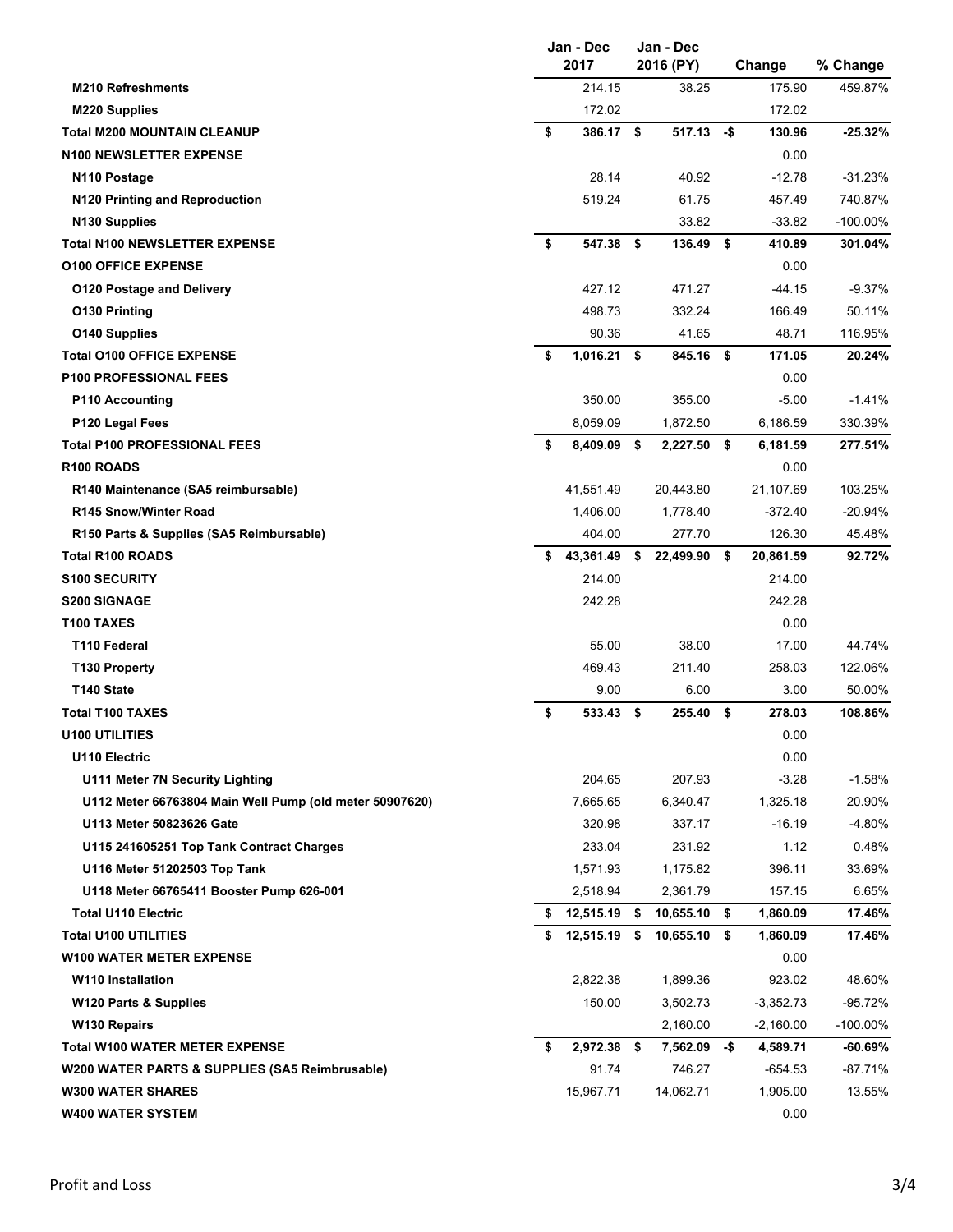| | Jan - Dec 2017 | Jan - Dec 2016 (PY) | Change | % Change |
|---|---|---|---|---|
| **M210 Refreshments** | 214.15 | 38.25 | 175.90 | 459.87% |
| **M220 Supplies** | 172.02 | | 172.02 | |
| **Total M200 MOUNTAIN CLEANUP** | **$ 386.17** | **$ 517.13** | **-$ 130.96** | **-25.32%** |
| **N100 NEWSLETTER EXPENSE** | | | 0.00 | |
| **N110 Postage** | 28.14 | 40.92 | -12.78 | -31.23% |
| **N120 Printing and Reproduction** | 519.24 | 61.75 | 457.49 | 740.87% |
| **N130 Supplies** | | 33.82 | -33.82 | -100.00% |
| **Total N100 NEWSLETTER EXPENSE** | **$ 547.38** | **$ 136.49** | **$ 410.89** | **301.04%** |
| **O100 OFFICE EXPENSE** | | | 0.00 | |
| **O120 Postage and Delivery** | 427.12 | 471.27 | -44.15 | -9.37% |
| **O130 Printing** | 498.73 | 332.24 | 166.49 | 50.11% |
| **O140 Supplies** | 90.36 | 41.65 | 48.71 | 116.95% |
| **Total O100 OFFICE EXPENSE** | **$ 1,016.21** | **$ 845.16** | **$ 171.05** | **20.24%** |
| **P100 PROFESSIONAL FEES** | | | 0.00 | |
| **P110 Accounting** | 350.00 | 355.00 | -5.00 | -1.41% |
| **P120 Legal Fees** | 8,059.09 | 1,872.50 | 6,186.59 | 330.39% |
| **Total P100 PROFESSIONAL FEES** | **$ 8,409.09** | **$ 2,227.50** | **$ 6,181.59** | **277.51%** |
| **R100 ROADS** | | | 0.00 | |
| **R140 Maintenance (SA5 reimbursable)** | 41,551.49 | 20,443.80 | 21,107.69 | 103.25% |
| **R145 Snow/Winter Road** | 1,406.00 | 1,778.40 | -372.40 | -20.94% |
| **R150 Parts & Supplies (SA5 Reimbursable)** | 404.00 | 277.70 | 126.30 | 45.48% |
| **Total R100 ROADS** | **$ 43,361.49** | **$ 22,499.90** | **$ 20,861.59** | **92.72%** |
| **S100 SECURITY** | 214.00 | | 214.00 | |
| **S200 SIGNAGE** | 242.28 | | 242.28 | |
| **T100 TAXES** | | | 0.00 | |
| **T110 Federal** | 55.00 | 38.00 | 17.00 | 44.74% |
| **T130 Property** | 469.43 | 211.40 | 258.03 | 122.06% |
| **T140 State** | 9.00 | 6.00 | 3.00 | 50.00% |
| **Total T100 TAXES** | **$ 533.43** | **$ 255.40** | **$ 278.03** | **108.86%** |
| **U100 UTILITIES** | | | 0.00 | |
| **U110 Electric** | | | 0.00 | |
| **U111 Meter 7N Security Lighting** | 204.65 | 207.93 | -3.28 | -1.58% |
| **U112 Meter 66763804 Main Well Pump (old meter 50907620)** | 7,665.65 | 6,340.47 | 1,325.18 | 20.90% |
| **U113 Meter 50823626 Gate** | 320.98 | 337.17 | -16.19 | -4.80% |
| **U115 241605251 Top Tank Contract Charges** | 233.04 | 231.92 | 1.12 | 0.48% |
| **U116 Meter 51202503 Top Tank** | 1,571.93 | 1,175.82 | 396.11 | 33.69% |
| **U118 Meter 66765411 Booster Pump 626-001** | 2,518.94 | 2,361.79 | 157.15 | 6.65% |
| **Total U110 Electric** | **$ 12,515.19** | **$ 10,655.10** | **$ 1,860.09** | **17.46%** |
| **Total U100 UTILITIES** | **$ 12,515.19** | **$ 10,655.10** | **$ 1,860.09** | **17.46%** |
| **W100 WATER METER EXPENSE** | | | 0.00 | |
| **W110 Installation** | 2,822.38 | 1,899.36 | 923.02 | 48.60% |
| **W120 Parts & Supplies** | 150.00 | 3,502.73 | -3,352.73 | -95.72% |
| **W130 Repairs** | | 2,160.00 | -2,160.00 | -100.00% |
| **Total W100 WATER METER EXPENSE** | **$ 2,972.38** | **$ 7,562.09** | **-$ 4,589.71** | **-60.69%** |
| **W200 WATER PARTS & SUPPLIES (SA5 Reimbrusable)** | 91.74 | 746.27 | -654.53 | -87.71% |
| **W300 WATER SHARES** | 15,967.71 | 14,062.71 | 1,905.00 | 13.55% |
| **W400 WATER SYSTEM** | | | 0.00 | |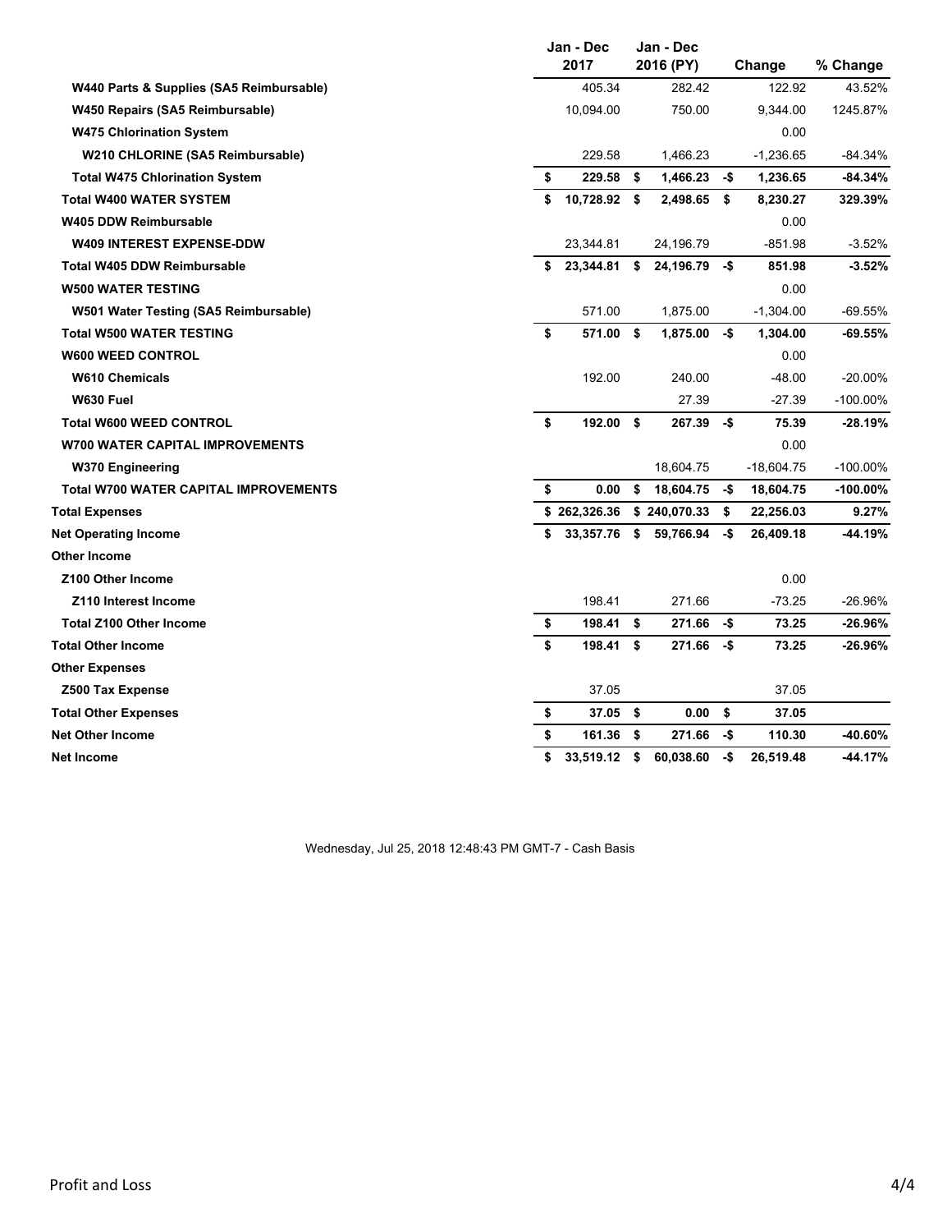| | Jan - Dec 2017 | Jan - Dec 2016 (PY) | Change | % Change |
|---|---|---|---|---|
| W440 Parts & Supplies (SA5 Reimbursable) | 405.34 | 282.42 | 122.92 | 43.52% |
| W450 Repairs (SA5 Reimbursable) | 10,094.00 | 750.00 | 9,344.00 | 1245.87% |
| W475 Chlorination System | | | 0.00 | |
| W210 CHLORINE (SA5 Reimbursable) | 229.58 | 1,466.23 | -1,236.65 | -84.34% |
| **Total W475 Chlorination System** | **$ 229.58** | **$ 1,466.23** | **-$ 1,236.65** | **-84.34%** |
| **Total W400 WATER SYSTEM** | **$ 10,728.92** | **$ 2,498.65** | **$ 8,230.27** | **329.39%** |
| W405 DDW Reimbursable | | | 0.00 | |
| W409 INTEREST EXPENSE-DDW | 23,344.81 | 24,196.79 | -851.98 | -3.52% |
| **Total W405 DDW Reimbursable** | **$ 23,344.81** | **$ 24,196.79** | **-$ 851.98** | **-3.52%** |
| W500 WATER TESTING | | | 0.00 | |
| W501 Water Testing (SA5 Reimbursable) | 571.00 | 1,875.00 | -1,304.00 | -69.55% |
| **Total W500 WATER TESTING** | **$ 571.00** | **$ 1,875.00** | **-$ 1,304.00** | **-69.55%** |
| W600 WEED CONTROL | | | 0.00 | |
| W610 Chemicals | 192.00 | 240.00 | -48.00 | -20.00% |
| W630 Fuel | | 27.39 | -27.39 | -100.00% |
| **Total W600 WEED CONTROL** | **$ 192.00** | **$ 267.39** | **-$ 75.39** | **-28.19%** |
| W700 WATER CAPITAL IMPROVEMENTS | | | 0.00 | |
| W370 Engineering | | 18,604.75 | -18,604.75 | -100.00% |
| **Total W700 WATER CAPITAL IMPROVEMENTS** | **$ 0.00** | **$ 18,604.75** | **-$ 18,604.75** | **-100.00%** |
| **Total Expenses** | **$ 262,326.36** | **$ 240,070.33** | **$ 22,256.03** | **9.27%** |
| **Net Operating Income** | **$ 33,357.76** | **$ 59,766.94** | **-$ 26,409.18** | **-44.19%** |
| **Other Income** | | | | |
| Z100 Other Income | | | 0.00 | |
| Z110 Interest Income | 198.41 | 271.66 | -73.25 | -26.96% |
| **Total Z100 Other Income** | **$ 198.41** | **$ 271.66** | **-$ 73.25** | **-26.96%** |
| **Total Other Income** | **$ 198.41** | **$ 271.66** | **-$ 73.25** | **-26.96%** |
| **Other Expenses** | | | | |
| Z500 Tax Expense | 37.05 | | 37.05 | |
| **Total Other Expenses** | **$ 37.05** | **$ 0.00** | **$ 37.05** | |
| **Net Other Income** | **$ 161.36** | **$ 271.66** | **-$ 110.30** | **-40.60%** |
| **Net Income** | **$ 33,519.12** | **$ 60,038.60** | **-$ 26,519.48** | **-44.17%** |

Wednesday, Jul 25, 2018 12:48:43 PM GMT-7 - Cash Basis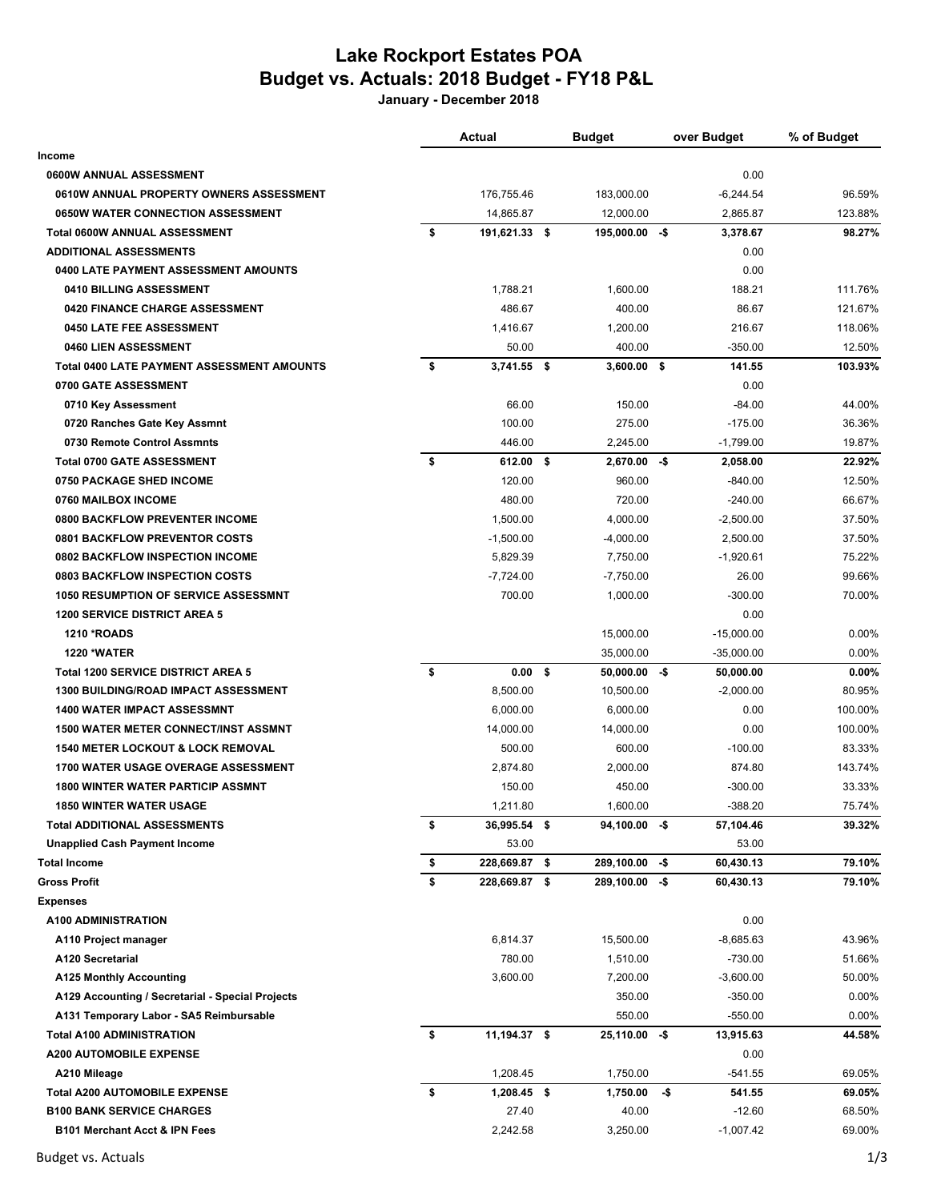# Lake Rockport Estates POA
## Budget vs. Actuals: 2018 Budget - FY18 P&L

**January - December 2018**

| | Actual | Budget | over Budget | % of Budget |
|---|---|---|---|---|
| **Income** | | | | |
| **0600W ANNUAL ASSESSMENT** | | | 0.00 | |
| **0610W ANNUAL PROPERTY OWNERS ASSESSMENT** | 176,755.46 | 183,000.00 | -6,244.54 | 96.59% |
| **0650W WATER CONNECTION ASSESSMENT** | 14,865.87 | 12,000.00 | 2,865.87 | 123.88% |
| **Total 0600W ANNUAL ASSESSMENT** | **$ 191,621.33** | **$ 195,000.00** | **-$ 3,378.67** | **98.27%** |
| **ADDITIONAL ASSESSMENTS** | | | 0.00 | |
| **0400 LATE PAYMENT ASSESSMENT AMOUNTS** | | | 0.00 | |
| **0410 BILLING ASSESSMENT** | 1,788.21 | 1,600.00 | 188.21 | 111.76% |
| **0420 FINANCE CHARGE ASSESSMENT** | 486.67 | 400.00 | 86.67 | 121.67% |
| **0450 LATE FEE ASSESSMENT** | 1,416.67 | 1,200.00 | 216.67 | 118.06% |
| **0460 LIEN ASSESSMENT** | 50.00 | 400.00 | -350.00 | 12.50% |
| **Total 0400 LATE PAYMENT ASSESSMENT AMOUNTS** | **$ 3,741.55** | **$ 3,600.00** | **$ 141.55** | **103.93%** |
| **0700 GATE ASSESSMENT** | | | 0.00 | |
| **0710 Key Assessment** | 66.00 | 150.00 | -84.00 | 44.00% |
| **0720 Ranches Gate Key Assmnt** | 100.00 | 275.00 | -175.00 | 36.36% |
| **0730 Remote Control Assmnts** | 446.00 | 2,245.00 | -1,799.00 | 19.87% |
| **Total 0700 GATE ASSESSMENT** | **$ 612.00** | **$ 2,670.00** | **-$ 2,058.00** | **22.92%** |
| **0750 PACKAGE SHED INCOME** | 120.00 | 960.00 | -840.00 | 12.50% |
| **0760 MAILBOX INCOME** | 480.00 | 720.00 | -240.00 | 66.67% |
| **0800 BACKFLOW PREVENTER INCOME** | 1,500.00 | 4,000.00 | -2,500.00 | 37.50% |
| **0801 BACKFLOW PREVENTOR COSTS** | -1,500.00 | -4,000.00 | 2,500.00 | 37.50% |
| **0802 BACKFLOW INSPECTION INCOME** | 5,829.39 | 7,750.00 | -1,920.61 | 75.22% |
| **0803 BACKFLOW INSPECTION COSTS** | -7,724.00 | -7,750.00 | 26.00 | 99.66% |
| **1050 RESUMPTION OF SERVICE ASSESSMNT** | 700.00 | 1,000.00 | -300.00 | 70.00% |
| **1200 SERVICE DISTRICT AREA 5** | | | 0.00 | |
| **1210 *ROADS** | | 15,000.00 | -15,000.00 | 0.00% |
| **1220 *WATER** | | 35,000.00 | -35,000.00 | 0.00% |
| **Total 1200 SERVICE DISTRICT AREA 5** | **$ 0.00** | **$ 50,000.00** | **-$ 50,000.00** | **0.00%** |
| **1300 BUILDING/ROAD IMPACT ASSESSMENT** | 8,500.00 | 10,500.00 | -2,000.00 | 80.95% |
| **1400 WATER IMPACT ASSESSMNT** | 6,000.00 | 6,000.00 | 0.00 | 100.00% |
| **1500 WATER METER CONNECT/INST ASSMNT** | 14,000.00 | 14,000.00 | 0.00 | 100.00% |
| **1540 METER LOCKOUT & LOCK REMOVAL** | 500.00 | 600.00 | -100.00 | 83.33% |
| **1700 WATER USAGE OVERAGE ASSESSMENT** | 2,874.80 | 2,000.00 | 874.80 | 143.74% |
| **1800 WINTER WATER PARTICIP ASSMNT** | 150.00 | 450.00 | -300.00 | 33.33% |
| **1850 WINTER WATER USAGE** | 1,211.80 | 1,600.00 | -388.20 | 75.74% |
| **Total ADDITIONAL ASSESSMENTS** | **$ 36,995.54** | **$ 94,100.00** | **-$ 57,104.46** | **39.32%** |
| **Unapplied Cash Payment Income** | 53.00 | | 53.00 | |
| **Total Income** | **$ 228,669.87** | **$ 289,100.00** | **-$ 60,430.13** | **79.10%** |
| **Gross Profit** | **$ 228,669.87** | **$ 289,100.00** | **-$ 60,430.13** | **79.10%** |
| **Expenses** | | | | |
| **A100 ADMINISTRATION** | | | 0.00 | |
| **A110 Project manager** | 6,814.37 | 15,500.00 | -8,685.63 | 43.96% |
| **A120 Secretarial** | 780.00 | 1,510.00 | -730.00 | 51.66% |
| **A125 Monthly Accounting** | 3,600.00 | 7,200.00 | -3,600.00 | 50.00% |
| **A129 Accounting / Secretarial - Special Projects** | | 350.00 | -350.00 | 0.00% |
| **A131 Temporary Labor - SA5 Reimbursable** | | 550.00 | -550.00 | 0.00% |
| **Total A100 ADMINISTRATION** | **$ 11,194.37** | **$ 25,110.00** | **-$ 13,915.63** | **44.58%** |
| **A200 AUTOMOBILE EXPENSE** | | | 0.00 | |
| **A210 Mileage** | 1,208.45 | 1,750.00 | -541.55 | 69.05% |
| **Total A200 AUTOMOBILE EXPENSE** | **$ 1,208.45** | **$ 1,750.00** | **-$ 541.55** | **69.05%** |
| **B100 BANK SERVICE CHARGES** | 27.40 | 40.00 | -12.60 | 68.50% |
| **B101 Merchant Acct & IPN Fees** | 2,242.58 | 3,250.00 | -1,007.42 | 69.00% |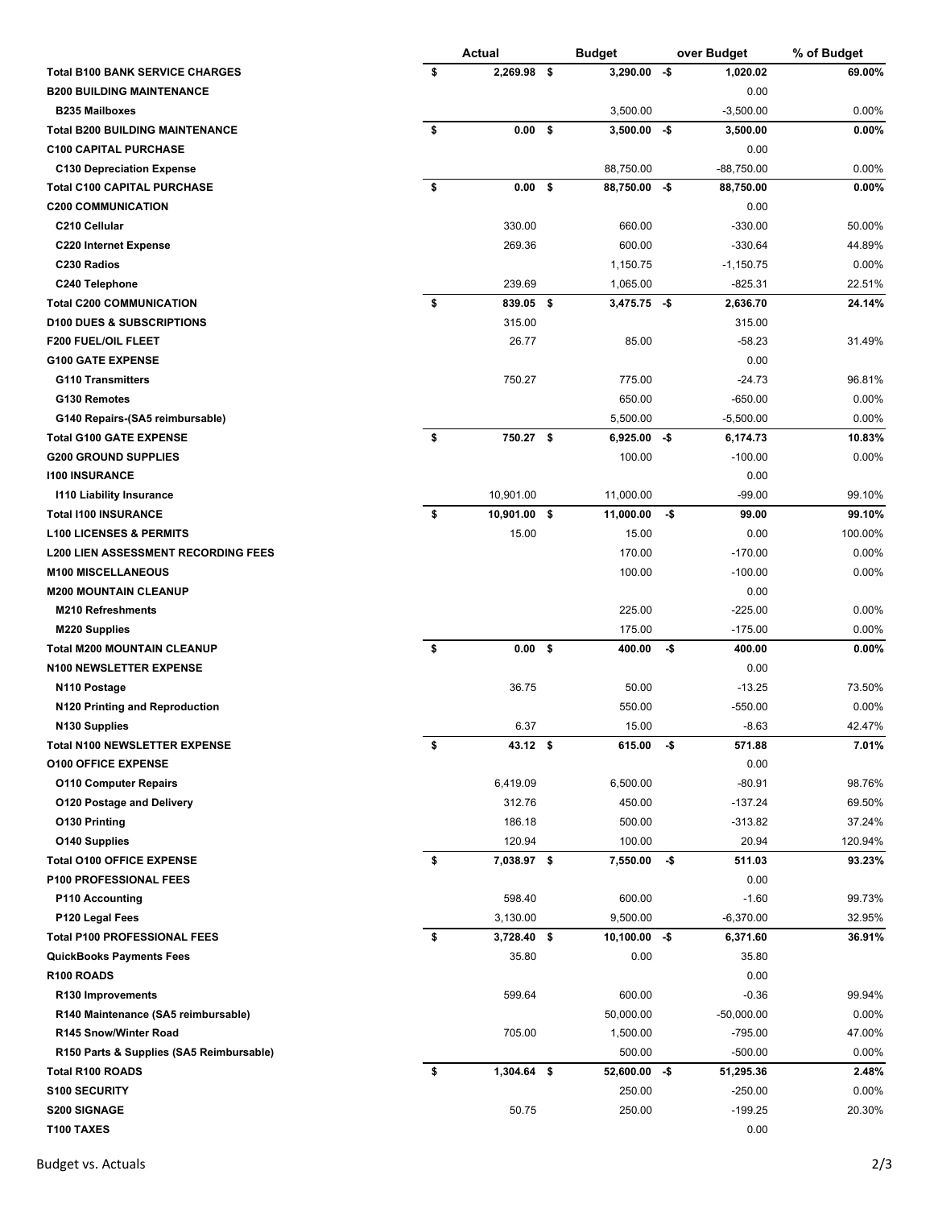| | Actual | Budget | over Budget | % of Budget |
|---|---|---|---|---|
| **Total B100 BANK SERVICE CHARGES** | **$ 2,269.98** | **$ 3,290.00** | **-$ 1,020.02** | **69.00%** |
| **B200 BUILDING MAINTENANCE** | | | 0.00 | |
| **B235 Mailboxes** | | 3,500.00 | -3,500.00 | 0.00% |
| **Total B200 BUILDING MAINTENANCE** | **$ 0.00** | **$ 3,500.00** | **-$ 3,500.00** | **0.00%** |
| **C100 CAPITAL PURCHASE** | | | 0.00 | |
| **C130 Depreciation Expense** | | 88,750.00 | -88,750.00 | 0.00% |
| **Total C100 CAPITAL PURCHASE** | **$ 0.00** | **$ 88,750.00** | **-$ 88,750.00** | **0.00%** |
| **C200 COMMUNICATION** | | | 0.00 | |
| **C210 Cellular** | 330.00 | 660.00 | -330.00 | 50.00% |
| **C220 Internet Expense** | 269.36 | 600.00 | -330.64 | 44.89% |
| **C230 Radios** | | 1,150.75 | -1,150.75 | 0.00% |
| **C240 Telephone** | 239.69 | 1,065.00 | -825.31 | 22.51% |
| **Total C200 COMMUNICATION** | **$ 839.05** | **$ 3,475.75** | **-$ 2,636.70** | **24.14%** |
| **D100 DUES & SUBSCRIPTIONS** | 315.00 | | 315.00 | |
| **F200 FUEL/OIL FLEET** | 26.77 | 85.00 | -58.23 | 31.49% |
| **G100 GATE EXPENSE** | | | 0.00 | |
| **G110 Transmitters** | 750.27 | 775.00 | -24.73 | 96.81% |
| **G130 Remotes** | | 650.00 | -650.00 | 0.00% |
| **G140 Repairs-(SA5 reimbursable)** | | 5,500.00 | -5,500.00 | 0.00% |
| **Total G100 GATE EXPENSE** | **$ 750.27** | **$ 6,925.00** | **-$ 6,174.73** | **10.83%** |
| **G200 GROUND SUPPLIES** | | 100.00 | -100.00 | 0.00% |
| **I100 INSURANCE** | | | 0.00 | |
| **I110 Liability Insurance** | 10,901.00 | 11,000.00 | -99.00 | 99.10% |
| **Total I100 INSURANCE** | **$ 10,901.00** | **$ 11,000.00** | **-$ 99.00** | **99.10%** |
| **L100 LICENSES & PERMITS** | 15.00 | 15.00 | 0.00 | 100.00% |
| **L200 LIEN ASSESSMENT RECORDING FEES** | | 170.00 | -170.00 | 0.00% |
| **M100 MISCELLANEOUS** | | 100.00 | -100.00 | 0.00% |
| **M200 MOUNTAIN CLEANUP** | | | 0.00 | |
| **M210 Refreshments** | | 225.00 | -225.00 | 0.00% |
| **M220 Supplies** | | 175.00 | -175.00 | 0.00% |
| **Total M200 MOUNTAIN CLEANUP** | **$ 0.00** | **$ 400.00** | **-$ 400.00** | **0.00%** |
| **N100 NEWSLETTER EXPENSE** | | | 0.00 | |
| **N110 Postage** | 36.75 | 50.00 | -13.25 | 73.50% |
| **N120 Printing and Reproduction** | | 550.00 | -550.00 | 0.00% |
| **N130 Supplies** | 6.37 | 15.00 | -8.63 | 42.47% |
| **Total N100 NEWSLETTER EXPENSE** | **$ 43.12** | **$ 615.00** | **-$ 571.88** | **7.01%** |
| **O100 OFFICE EXPENSE** | | | 0.00 | |
| **O110 Computer Repairs** | 6,419.09 | 6,500.00 | -80.91 | 98.76% |
| **O120 Postage and Delivery** | 312.76 | 450.00 | -137.24 | 69.50% |
| **O130 Printing** | 186.18 | 500.00 | -313.82 | 37.24% |
| **O140 Supplies** | 120.94 | 100.00 | 20.94 | 120.94% |
| **Total O100 OFFICE EXPENSE** | **$ 7,038.97** | **$ 7,550.00** | **-$ 511.03** | **93.23%** |
| **P100 PROFESSIONAL FEES** | | | 0.00 | |
| **P110 Accounting** | 598.40 | 600.00 | -1.60 | 99.73% |
| **P120 Legal Fees** | 3,130.00 | 9,500.00 | -6,370.00 | 32.95% |
| **Total P100 PROFESSIONAL FEES** | **$ 3,728.40** | **$ 10,100.00** | **-$ 6,371.60** | **36.91%** |
| **QuickBooks Payments Fees** | 35.80 | 0.00 | 35.80 | |
| **R100 ROADS** | | | 0.00 | |
| **R130 Improvements** | 599.64 | 600.00 | -0.36 | 99.94% |
| **R140 Maintenance (SA5 reimbursable)** | | 50,000.00 | -50,000.00 | 0.00% |
| **R145 Snow/Winter Road** | 705.00 | 1,500.00 | -795.00 | 47.00% |
| **R150 Parts & Supplies (SA5 Reimbursable)** | | 500.00 | -500.00 | 0.00% |
| **Total R100 ROADS** | **$ 1,304.64** | **$ 52,600.00** | **-$ 51,295.36** | **2.48%** |
| **S100 SECURITY** | | 250.00 | -250.00 | 0.00% |
| **S200 SIGNAGE** | 50.75 | 250.00 | -199.25 | 20.30% |
| **T100 TAXES** | | | 0.00 | |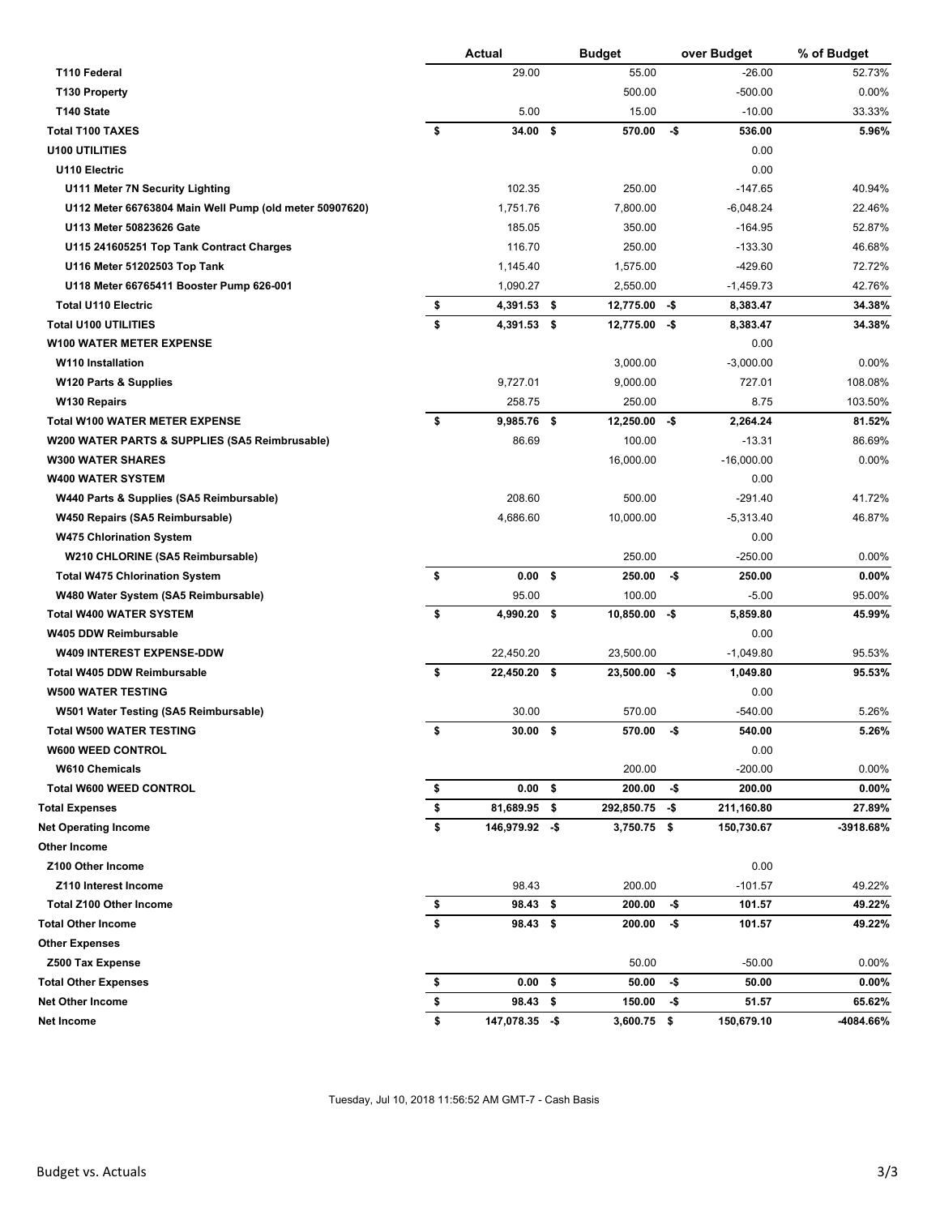| | Actual | Budget | over Budget | % of Budget |
|---|---|---|---|---|
| **T110 Federal** | 29.00 | 55.00 | -26.00 | 52.73% |
| **T130 Property** | | 500.00 | -500.00 | 0.00% |
| **T140 State** | 5.00 | 15.00 | -10.00 | 33.33% |
| **Total T100 TAXES** | **$ 34.00** | **$ 570.00** | **-$ 536.00** | **5.96%** |
| **U100 UTILITIES** | | | 0.00 | |
| **U110 Electric** | | | 0.00 | |
| **U111 Meter 7N Security Lighting** | 102.35 | 250.00 | -147.65 | 40.94% |
| **U112 Meter 66763804 Main Well Pump (old meter 50907620)** | 1,751.76 | 7,800.00 | -6,048.24 | 22.46% |
| **U113 Meter 50823626 Gate** | 185.05 | 350.00 | -164.95 | 52.87% |
| **U115 241605251 Top Tank Contract Charges** | 116.70 | 250.00 | -133.30 | 46.68% |
| **U116 Meter 51202503 Top Tank** | 1,145.40 | 1,575.00 | -429.60 | 72.72% |
| **U118 Meter 66765411 Booster Pump 626-001** | 1,090.27 | 2,550.00 | -1,459.73 | 42.76% |
| **Total U110 Electric** | **$ 4,391.53** | **$ 12,775.00** | **-$ 8,383.47** | **34.38%** |
| **Total U100 UTILITIES** | **$ 4,391.53** | **$ 12,775.00** | **-$ 8,383.47** | **34.38%** |
| **W100 WATER METER EXPENSE** | | | 0.00 | |
| **W110 Installation** | | 3,000.00 | -3,000.00 | 0.00% |
| **W120 Parts & Supplies** | 9,727.01 | 9,000.00 | 727.01 | 108.08% |
| **W130 Repairs** | 258.75 | 250.00 | 8.75 | 103.50% |
| **Total W100 WATER METER EXPENSE** | **$ 9,985.76** | **$ 12,250.00** | **-$ 2,264.24** | **81.52%** |
| **W200 WATER PARTS & SUPPLIES (SA5 Reimbrusable)** | 86.69 | 100.00 | -13.31 | 86.69% |
| **W300 WATER SHARES** | | 16,000.00 | -16,000.00 | 0.00% |
| **W400 WATER SYSTEM** | | | 0.00 | |
| **W440 Parts & Supplies (SA5 Reimbursable)** | 208.60 | 500.00 | -291.40 | 41.72% |
| **W450 Repairs (SA5 Reimbursable)** | 4,686.60 | 10,000.00 | -5,313.40 | 46.87% |
| **W475 Chlorination System** | | | 0.00 | |
| **W210 CHLORINE (SA5 Reimbursable)** | | 250.00 | -250.00 | 0.00% |
| **Total W475 Chlorination System** | **$ 0.00** | **$ 250.00** | **-$ 250.00** | **0.00%** |
| **W480 Water System (SA5 Reimbursable)** | 95.00 | 100.00 | -5.00 | 95.00% |
| **Total W400 WATER SYSTEM** | **$ 4,990.20** | **$ 10,850.00** | **-$ 5,859.80** | **45.99%** |
| **W405 DDW Reimbursable** | | | 0.00 | |
| **W409 INTEREST EXPENSE-DDW** | 22,450.20 | 23,500.00 | -1,049.80 | 95.53% |
| **Total W405 DDW Reimbursable** | **$ 22,450.20** | **$ 23,500.00** | **-$ 1,049.80** | **95.53%** |
| **W500 WATER TESTING** | | | 0.00 | |
| **W501 Water Testing (SA5 Reimbursable)** | 30.00 | 570.00 | -540.00 | 5.26% |
| **Total W500 WATER TESTING** | **$ 30.00** | **$ 570.00** | **-$ 540.00** | **5.26%** |
| **W600 WEED CONTROL** | | | 0.00 | |
| **W610 Chemicals** | | 200.00 | -200.00 | 0.00% |
| **Total W600 WEED CONTROL** | **$ 0.00** | **$ 200.00** | **-$ 200.00** | **0.00%** |
| **Total Expenses** | **$ 81,689.95** | **$ 292,850.75** | **-$ 211,160.80** | **27.89%** |
| **Net Operating Income** | **$ 146,979.92** | **-$ 3,750.75** | **$ 150,730.67** | **-3918.68%** |
| **Other Income** | | | | |
| **Z100 Other Income** | | | 0.00 | |
| **Z110 Interest Income** | 98.43 | 200.00 | -101.57 | 49.22% |
| **Total Z100 Other Income** | **$ 98.43** | **$ 200.00** | **-$ 101.57** | **49.22%** |
| **Total Other Income** | **$ 98.43** | **$ 200.00** | **-$ 101.57** | **49.22%** |
| **Other Expenses** | | | | |
| **Z500 Tax Expense** | | 50.00 | -50.00 | 0.00% |
| **Total Other Expenses** | **$ 0.00** | **$ 50.00** | **-$ 50.00** | **0.00%** |
| **Net Other Income** | **$ 98.43** | **$ 150.00** | **-$ 51.57** | **65.62%** |
| **Net Income** | **$ 147,078.35** | **-$ 3,600.75** | **$ 150,679.10** | **-4084.66%** |

Tuesday, Jul 10, 2018 11:56:52 AM GMT-7 - Cash Basis